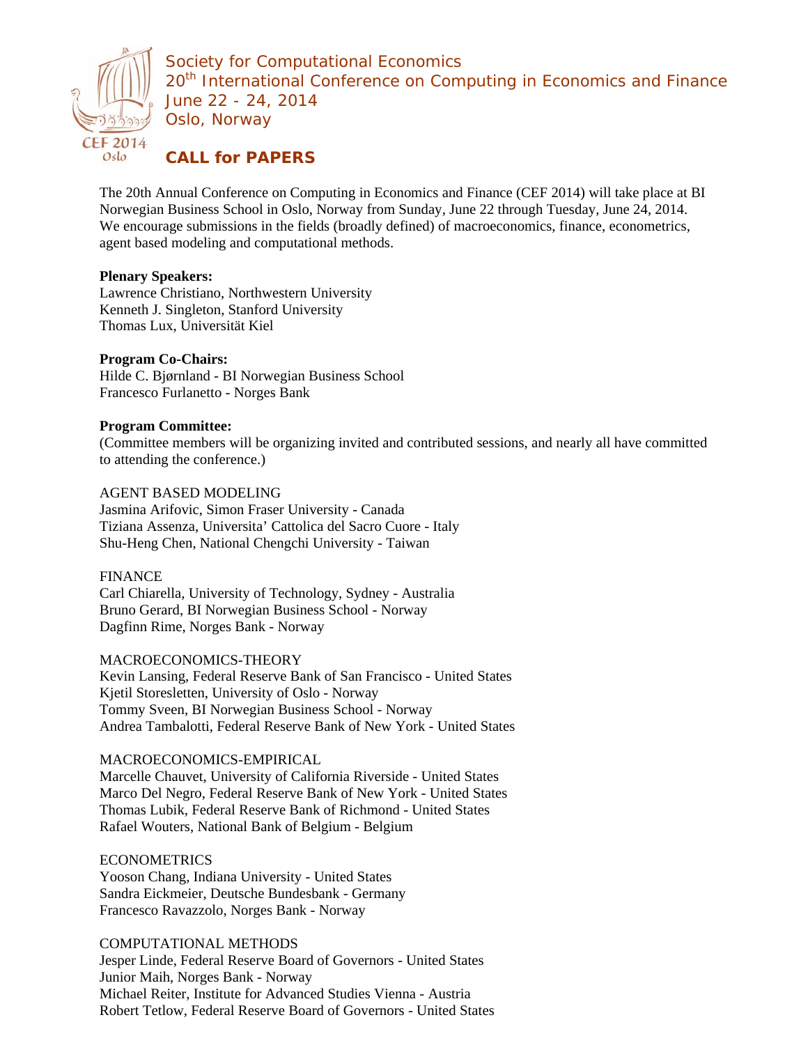Society for Computational Economics
20th International Conference on Computing in Economics and Finance
June 22 - 24, 2014
Oslo, Norway

## CALL for PAPERS

The 20th Annual Conference on Computing in Economics and Finance (CEF 2014) will take place at BI Norwegian Business School in Oslo, Norway from Sunday, June 22 through Tuesday, June 24, 2014. We encourage submissions in the fields (broadly defined) of macroeconomics, finance, econometrics, agent based modeling and computational methods.

**Plenary Speakers:**
Lawrence Christiano, Northwestern University
Kenneth J. Singleton, Stanford University
Thomas Lux, Universität Kiel

**Program Co-Chairs:**
Hilde C. Bjørnland - BI Norwegian Business School
Francesco Furlanetto - Norges Bank

**Program Committee:**
(Committee members will be organizing invited and contributed sessions, and nearly all have committed to attending the conference.)

AGENT BASED MODELING
Jasmina Arifovic, Simon Fraser University - Canada
Tiziana Assenza, Universita' Cattolica del Sacro Cuore - Italy
Shu-Heng Chen, National Chengchi University - Taiwan

FINANCE
Carl Chiarella, University of Technology, Sydney - Australia
Bruno Gerard, BI Norwegian Business School - Norway
Dagfinn Rime, Norges Bank - Norway

MACROECONOMICS-THEORY
Kevin Lansing, Federal Reserve Bank of San Francisco - United States
Kjetil Storesletten, University of Oslo - Norway
Tommy Sveen, BI Norwegian Business School - Norway
Andrea Tambalotti, Federal Reserve Bank of New York - United States

MACROECONOMICS-EMPIRICAL
Marcelle Chauvet, University of California Riverside - United States
Marco Del Negro, Federal Reserve Bank of New York - United States
Thomas Lubik, Federal Reserve Bank of Richmond - United States
Rafael Wouters, National Bank of Belgium - Belgium

ECONOMETRICS
Yooson Chang, Indiana University - United States
Sandra Eickmeier, Deutsche Bundesbank - Germany
Francesco Ravazzolo, Norges Bank - Norway

COMPUTATIONAL METHODS
Jesper Linde, Federal Reserve Board of Governors - United States
Junior Maih, Norges Bank - Norway
Michael Reiter, Institute for Advanced Studies Vienna - Austria
Robert Tetlow, Federal Reserve Board of Governors - United States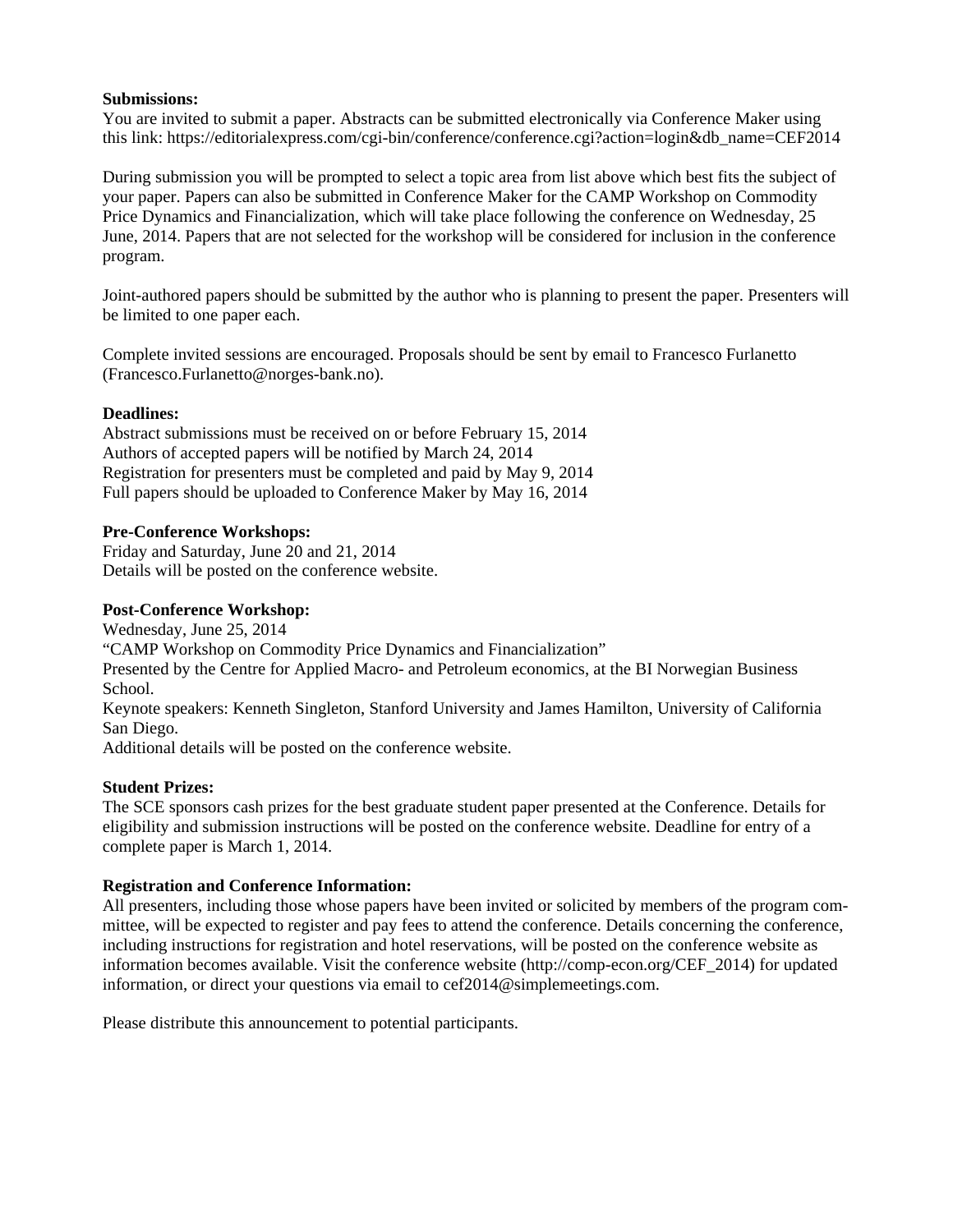**Submissions:**
You are invited to submit a paper. Abstracts can be submitted electronically via Conference Maker using this link: https://editorialexpress.com/cgi-bin/conference/conference.cgi?action=login&db_name=CEF2014

During submission you will be prompted to select a topic area from list above which best fits the subject of your paper. Papers can also be submitted in Conference Maker for the CAMP Workshop on Commodity Price Dynamics and Financialization, which will take place following the conference on Wednesday, 25 June, 2014. Papers that are not selected for the workshop will be considered for inclusion in the conference program.

Joint-authored papers should be submitted by the author who is planning to present the paper. Presenters will be limited to one paper each.

Complete invited sessions are encouraged. Proposals should be sent by email to Francesco Furlanetto (Francesco.Furlanetto@norges-bank.no).

**Deadlines:**
Abstract submissions must be received on or before February 15, 2014
Authors of accepted papers will be notified by March 24, 2014
Registration for presenters must be completed and paid by May 9, 2014
Full papers should be uploaded to Conference Maker by May 16, 2014

**Pre-Conference Workshops:**
Friday and Saturday, June 20 and 21, 2014
Details will be posted on the conference website.

**Post-Conference Workshop:**
Wednesday, June 25, 2014
"CAMP Workshop on Commodity Price Dynamics and Financialization"
Presented by the Centre for Applied Macro- and Petroleum economics, at the BI Norwegian Business School.
Keynote speakers: Kenneth Singleton, Stanford University and James Hamilton, University of California San Diego.
Additional details will be posted on the conference website.

**Student Prizes:**
The SCE sponsors cash prizes for the best graduate student paper presented at the Conference. Details for eligibility and submission instructions will be posted on the conference website. Deadline for entry of a complete paper is March 1, 2014.

**Registration and Conference Information:**
All presenters, including those whose papers have been invited or solicited by members of the program committee, will be expected to register and pay fees to attend the conference. Details concerning the conference, including instructions for registration and hotel reservations, will be posted on the conference website as information becomes available. Visit the conference website (http://comp-econ.org/CEF_2014) for updated information, or direct your questions via email to cef2014@simplemeetings.com.

Please distribute this announcement to potential participants.